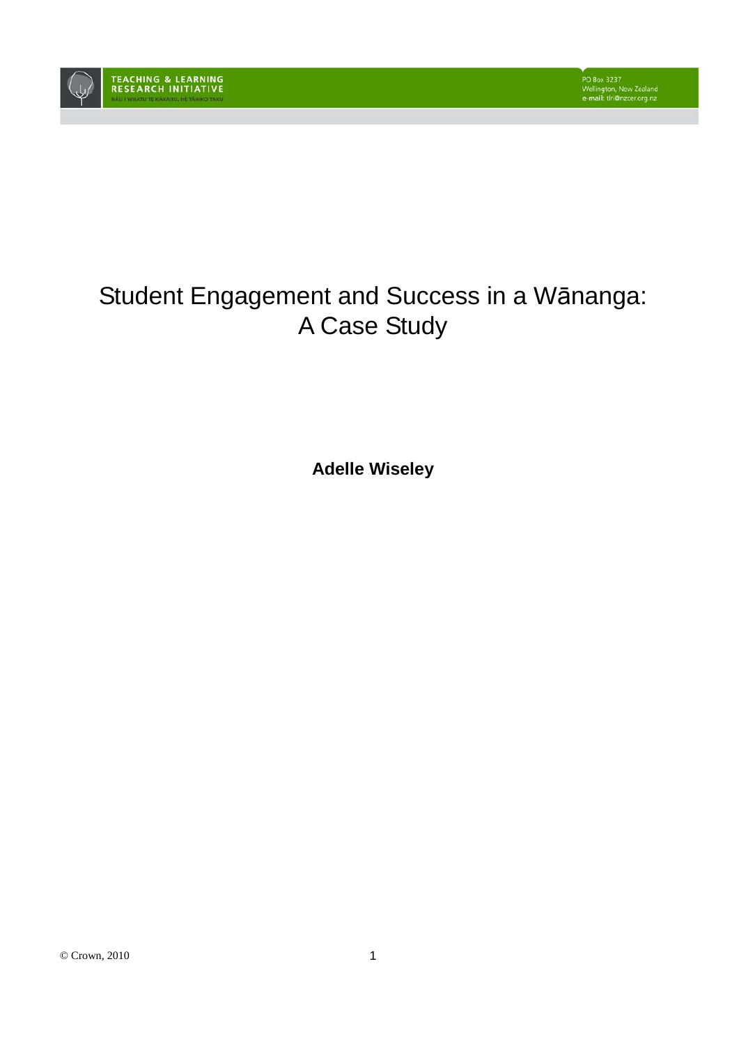TEACHING & LEARNING RESEARCH INITIATIVE
NĀU I WHATU TE KĀKAHU, HE TĀNIKO TAKU

PO Box 3237
Wellington, New Zealand
e-mail: tlri@nzcer.org.nz

# Student Engagement and Success in a Wānanga: A Case Study

**Adelle Wiseley**

© Crown, 2010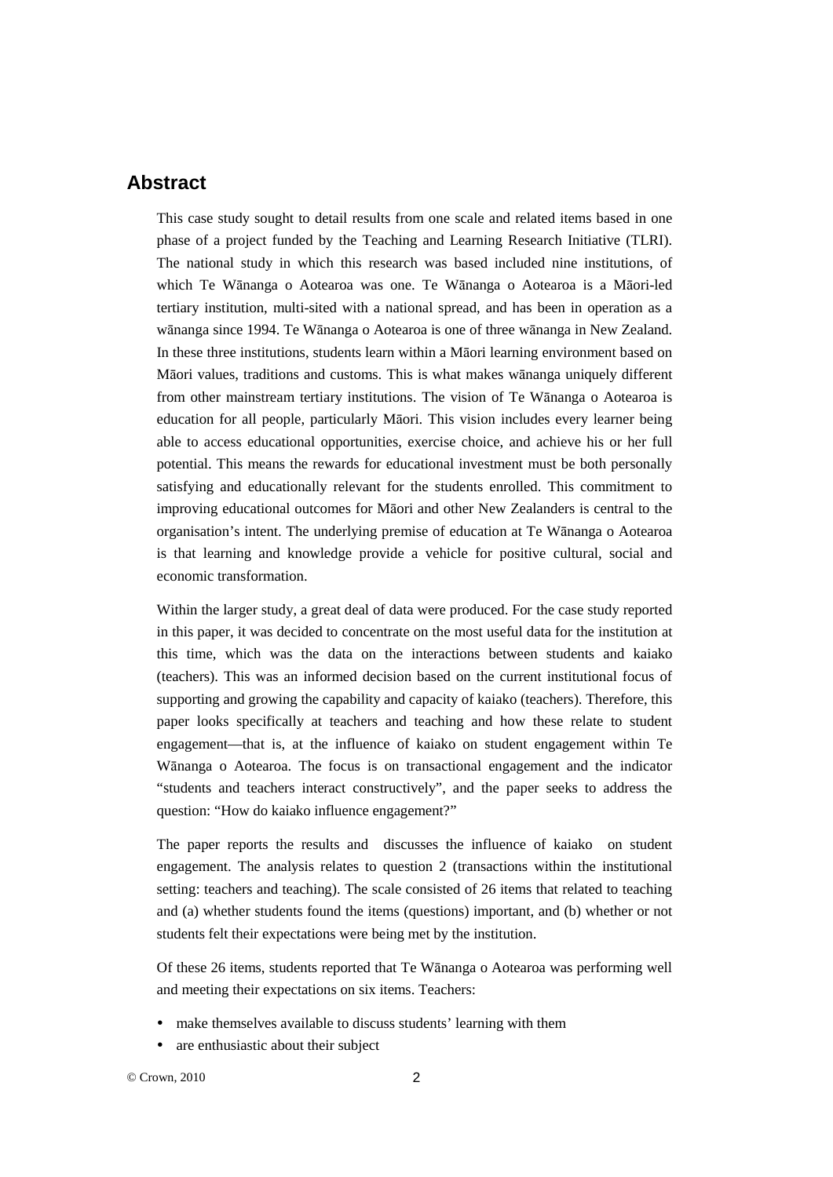## Abstract

This case study sought to detail results from one scale and related items based in one phase of a project funded by the Teaching and Learning Research Initiative (TLRI). The national study in which this research was based included nine institutions, of which Te Wānanga o Aotearoa was one. Te Wānanga o Aotearoa is a Māori-led tertiary institution, multi-sited with a national spread, and has been in operation as a wānanga since 1994. Te Wānanga o Aotearoa is one of three wānanga in New Zealand. In these three institutions, students learn within a Māori learning environment based on Māori values, traditions and customs. This is what makes wānanga uniquely different from other mainstream tertiary institutions. The vision of Te Wānanga o Aotearoa is education for all people, particularly Māori. This vision includes every learner being able to access educational opportunities, exercise choice, and achieve his or her full potential. This means the rewards for educational investment must be both personally satisfying and educationally relevant for the students enrolled. This commitment to improving educational outcomes for Māori and other New Zealanders is central to the organisation's intent. The underlying premise of education at Te Wānanga o Aotearoa is that learning and knowledge provide a vehicle for positive cultural, social and economic transformation.

Within the larger study, a great deal of data were produced. For the case study reported in this paper, it was decided to concentrate on the most useful data for the institution at this time, which was the data on the interactions between students and kaiako (teachers). This was an informed decision based on the current institutional focus of supporting and growing the capability and capacity of kaiako (teachers). Therefore, this paper looks specifically at teachers and teaching and how these relate to student engagement—that is, at the influence of kaiako on student engagement within Te Wānanga o Aotearoa. The focus is on transactional engagement and the indicator "students and teachers interact constructively", and the paper seeks to address the question: "How do kaiako influence engagement?"

The paper reports the results and discusses the influence of kaiako on student engagement. The analysis relates to question 2 (transactions within the institutional setting: teachers and teaching). The scale consisted of 26 items that related to teaching and (a) whether students found the items (questions) important, and (b) whether or not students felt their expectations were being met by the institution.

Of these 26 items, students reported that Te Wānanga o Aotearoa was performing well and meeting their expectations on six items. Teachers:

- make themselves available to discuss students' learning with them
- are enthusiastic about their subject

© Crown, 2010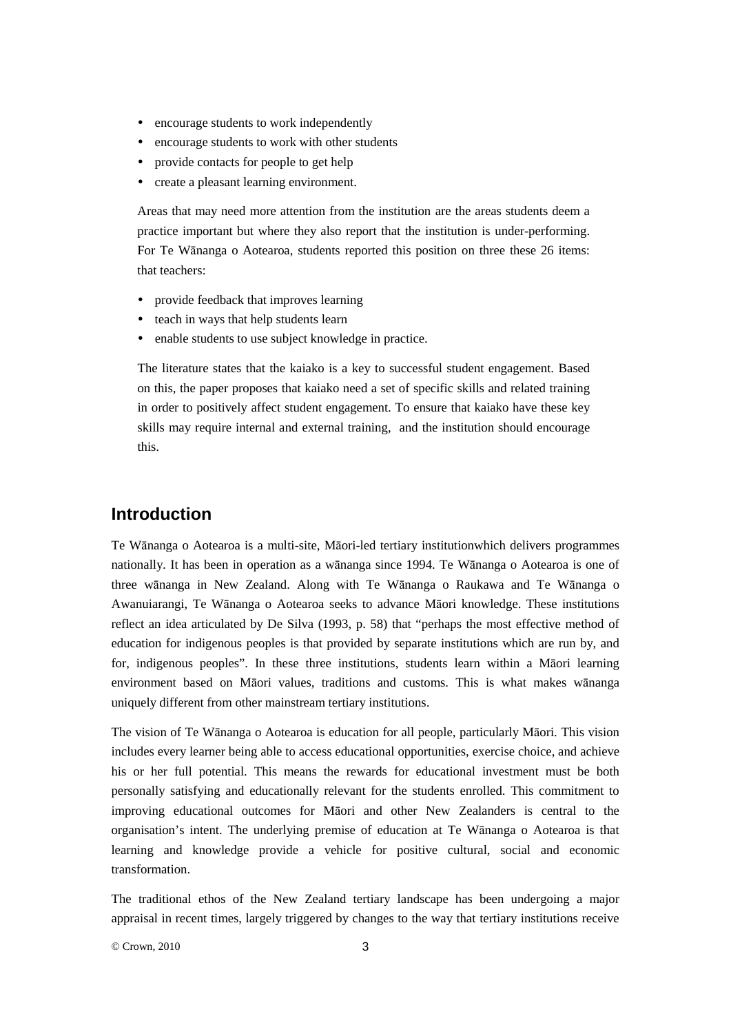- encourage students to work independently
- encourage students to work with other students
- provide contacts for people to get help
- create a pleasant learning environment.

Areas that may need more attention from the institution are the areas students deem a practice important but where they also report that the institution is under-performing. For Te Wānanga o Aotearoa, students reported this position on three these 26 items: that teachers:

- provide feedback that improves learning
- teach in ways that help students learn
- enable students to use subject knowledge in practice.

The literature states that the kaiako is a key to successful student engagement. Based on this, the paper proposes that kaiako need a set of specific skills and related training in order to positively affect student engagement. To ensure that kaiako have these key skills may require internal and external training, and the institution should encourage this.

## Introduction

Te Wānanga o Aotearoa is a multi-site, Māori-led tertiary institutionwhich delivers programmes nationally. It has been in operation as a wānanga since 1994. Te Wānanga o Aotearoa is one of three wānanga in New Zealand. Along with Te Wānanga o Raukawa and Te Wānanga o Awanuiarangi, Te Wānanga o Aotearoa seeks to advance Māori knowledge. These institutions reflect an idea articulated by De Silva (1993, p. 58) that "perhaps the most effective method of education for indigenous peoples is that provided by separate institutions which are run by, and for, indigenous peoples". In these three institutions, students learn within a Māori learning environment based on Māori values, traditions and customs. This is what makes wānanga uniquely different from other mainstream tertiary institutions.

The vision of Te Wānanga o Aotearoa is education for all people, particularly Māori. This vision includes every learner being able to access educational opportunities, exercise choice, and achieve his or her full potential. This means the rewards for educational investment must be both personally satisfying and educationally relevant for the students enrolled. This commitment to improving educational outcomes for Māori and other New Zealanders is central to the organisation's intent. The underlying premise of education at Te Wānanga o Aotearoa is that learning and knowledge provide a vehicle for positive cultural, social and economic transformation.

The traditional ethos of the New Zealand tertiary landscape has been undergoing a major appraisal in recent times, largely triggered by changes to the way that tertiary institutions receive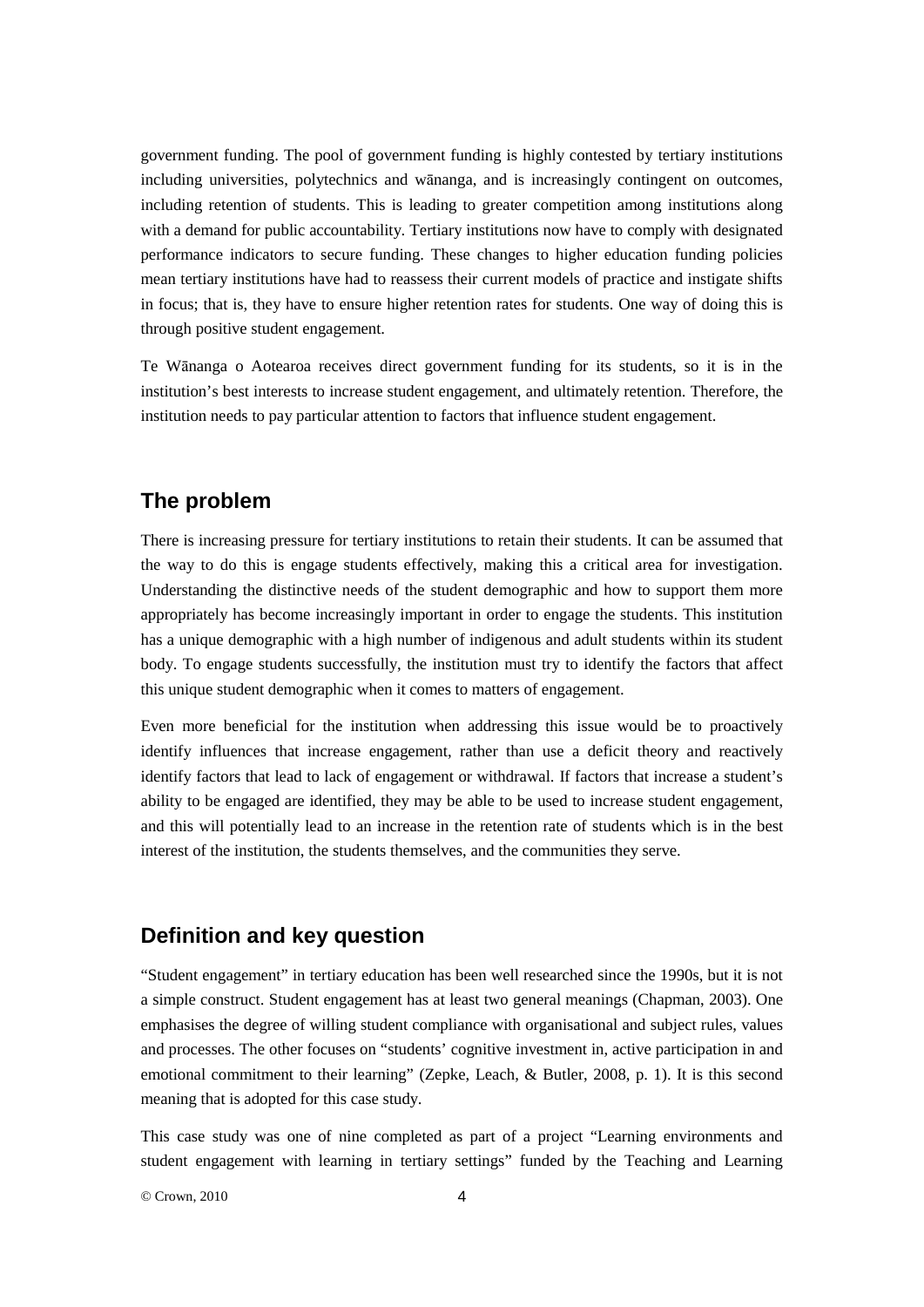government funding. The pool of government funding is highly contested by tertiary institutions including universities, polytechnics and wānanga, and is increasingly contingent on outcomes, including retention of students. This is leading to greater competition among institutions along with a demand for public accountability. Tertiary institutions now have to comply with designated performance indicators to secure funding. These changes to higher education funding policies mean tertiary institutions have had to reassess their current models of practice and instigate shifts in focus; that is, they have to ensure higher retention rates for students. One way of doing this is through positive student engagement.

Te Wānanga o Aotearoa receives direct government funding for its students, so it is in the institution's best interests to increase student engagement, and ultimately retention. Therefore, the institution needs to pay particular attention to factors that influence student engagement.

## The problem

There is increasing pressure for tertiary institutions to retain their students. It can be assumed that the way to do this is engage students effectively, making this a critical area for investigation. Understanding the distinctive needs of the student demographic and how to support them more appropriately has become increasingly important in order to engage the students. This institution has a unique demographic with a high number of indigenous and adult students within its student body. To engage students successfully, the institution must try to identify the factors that affect this unique student demographic when it comes to matters of engagement.

Even more beneficial for the institution when addressing this issue would be to proactively identify influences that increase engagement, rather than use a deficit theory and reactively identify factors that lead to lack of engagement or withdrawal. If factors that increase a student's ability to be engaged are identified, they may be able to be used to increase student engagement, and this will potentially lead to an increase in the retention rate of students which is in the best interest of the institution, the students themselves, and the communities they serve.

## Definition and key question

"Student engagement" in tertiary education has been well researched since the 1990s, but it is not a simple construct. Student engagement has at least two general meanings (Chapman, 2003). One emphasises the degree of willing student compliance with organisational and subject rules, values and processes. The other focuses on "students' cognitive investment in, active participation in and emotional commitment to their learning" (Zepke, Leach, & Butler, 2008, p. 1). It is this second meaning that is adopted for this case study.

This case study was one of nine completed as part of a project "Learning environments and student engagement with learning in tertiary settings" funded by the Teaching and Learning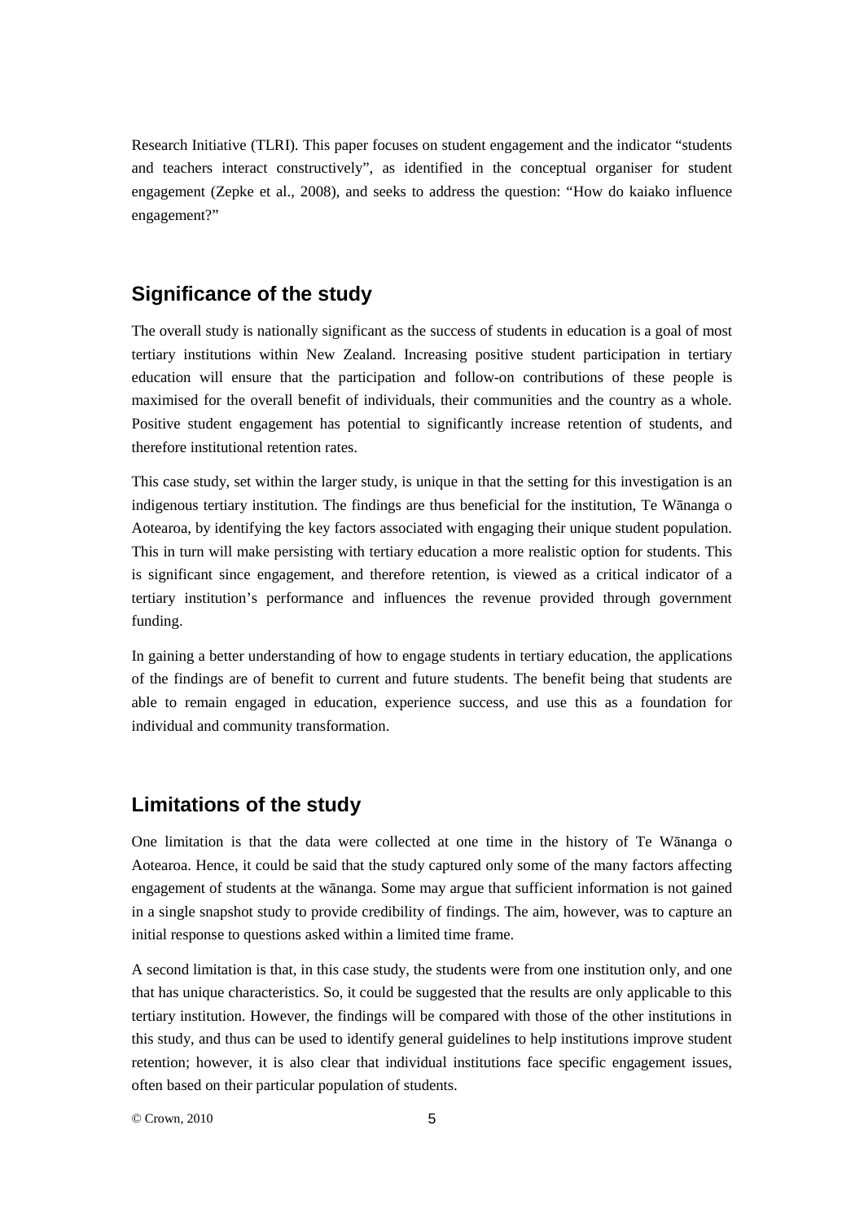Research Initiative (TLRI). This paper focuses on student engagement and the indicator "students and teachers interact constructively", as identified in the conceptual organiser for student engagement (Zepke et al., 2008), and seeks to address the question: "How do kaiako influence engagement?"

## Significance of the study

The overall study is nationally significant as the success of students in education is a goal of most tertiary institutions within New Zealand. Increasing positive student participation in tertiary education will ensure that the participation and follow-on contributions of these people is maximised for the overall benefit of individuals, their communities and the country as a whole. Positive student engagement has potential to significantly increase retention of students, and therefore institutional retention rates.

This case study, set within the larger study, is unique in that the setting for this investigation is an indigenous tertiary institution. The findings are thus beneficial for the institution, Te Wānanga o Aotearoa, by identifying the key factors associated with engaging their unique student population. This in turn will make persisting with tertiary education a more realistic option for students. This is significant since engagement, and therefore retention, is viewed as a critical indicator of a tertiary institution's performance and influences the revenue provided through government funding.

In gaining a better understanding of how to engage students in tertiary education, the applications of the findings are of benefit to current and future students. The benefit being that students are able to remain engaged in education, experience success, and use this as a foundation for individual and community transformation.

## Limitations of the study

One limitation is that the data were collected at one time in the history of Te Wānanga o Aotearoa. Hence, it could be said that the study captured only some of the many factors affecting engagement of students at the wānanga. Some may argue that sufficient information is not gained in a single snapshot study to provide credibility of findings. The aim, however, was to capture an initial response to questions asked within a limited time frame.

A second limitation is that, in this case study, the students were from one institution only, and one that has unique characteristics. So, it could be suggested that the results are only applicable to this tertiary institution. However, the findings will be compared with those of the other institutions in this study, and thus can be used to identify general guidelines to help institutions improve student retention; however, it is also clear that individual institutions face specific engagement issues, often based on their particular population of students.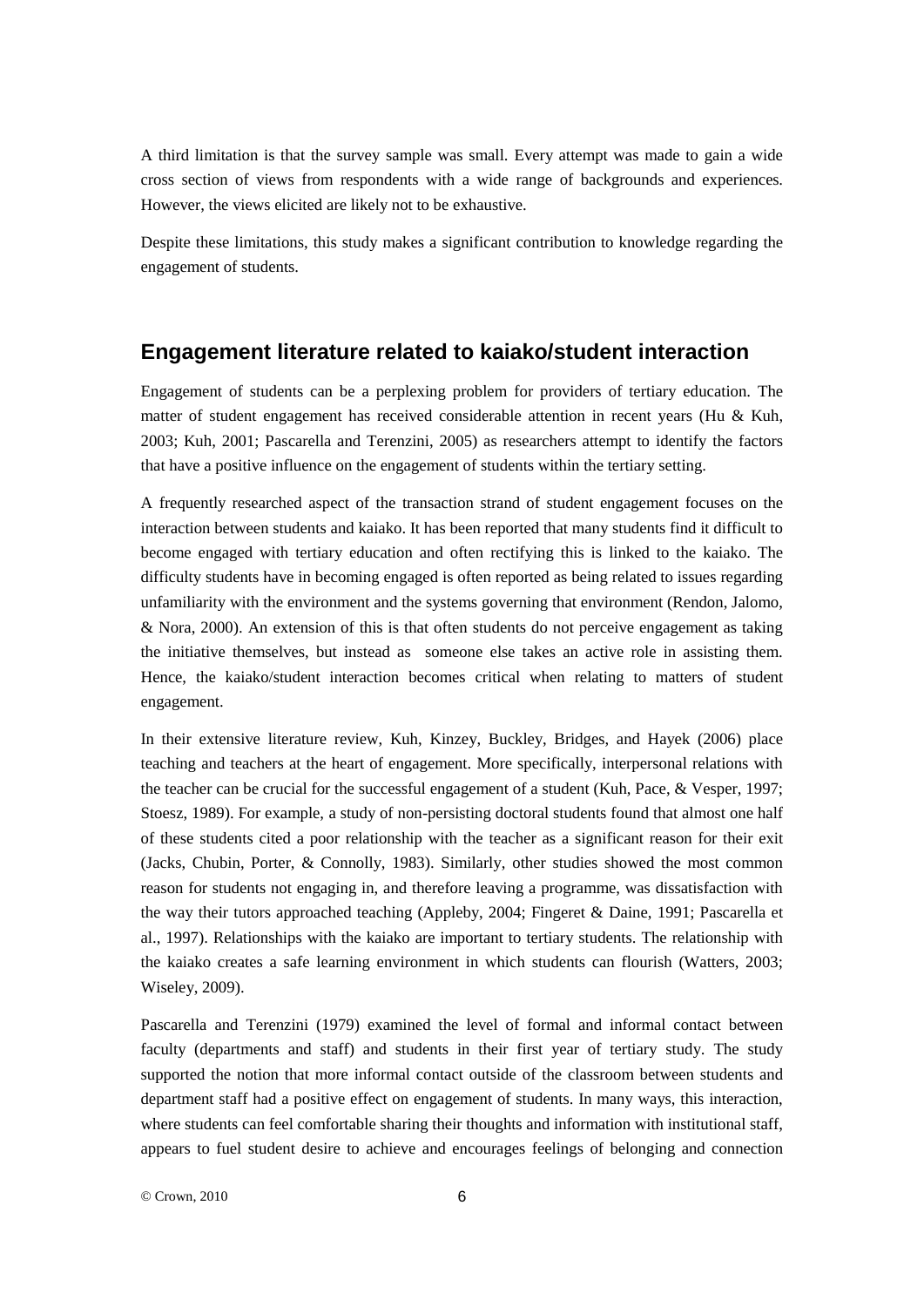A third limitation is that the survey sample was small. Every attempt was made to gain a wide cross section of views from respondents with a wide range of backgrounds and experiences. However, the views elicited are likely not to be exhaustive.

Despite these limitations, this study makes a significant contribution to knowledge regarding the engagement of students.

## Engagement literature related to kaiako/student interaction

Engagement of students can be a perplexing problem for providers of tertiary education. The matter of student engagement has received considerable attention in recent years (Hu & Kuh, 2003; Kuh, 2001; Pascarella and Terenzini, 2005) as researchers attempt to identify the factors that have a positive influence on the engagement of students within the tertiary setting.

A frequently researched aspect of the transaction strand of student engagement focuses on the interaction between students and kaiako. It has been reported that many students find it difficult to become engaged with tertiary education and often rectifying this is linked to the kaiako. The difficulty students have in becoming engaged is often reported as being related to issues regarding unfamiliarity with the environment and the systems governing that environment (Rendon, Jalomo, & Nora, 2000). An extension of this is that often students do not perceive engagement as taking the initiative themselves, but instead as someone else takes an active role in assisting them. Hence, the kaiako/student interaction becomes critical when relating to matters of student engagement.

In their extensive literature review, Kuh, Kinzey, Buckley, Bridges, and Hayek (2006) place teaching and teachers at the heart of engagement. More specifically, interpersonal relations with the teacher can be crucial for the successful engagement of a student (Kuh, Pace, & Vesper, 1997; Stoesz, 1989). For example, a study of non-persisting doctoral students found that almost one half of these students cited a poor relationship with the teacher as a significant reason for their exit (Jacks, Chubin, Porter, & Connolly, 1983). Similarly, other studies showed the most common reason for students not engaging in, and therefore leaving a programme, was dissatisfaction with the way their tutors approached teaching (Appleby, 2004; Fingeret & Daine, 1991; Pascarella et al., 1997). Relationships with the kaiako are important to tertiary students. The relationship with the kaiako creates a safe learning environment in which students can flourish (Watters, 2003; Wiseley, 2009).

Pascarella and Terenzini (1979) examined the level of formal and informal contact between faculty (departments and staff) and students in their first year of tertiary study. The study supported the notion that more informal contact outside of the classroom between students and department staff had a positive effect on engagement of students. In many ways, this interaction, where students can feel comfortable sharing their thoughts and information with institutional staff, appears to fuel student desire to achieve and encourages feelings of belonging and connection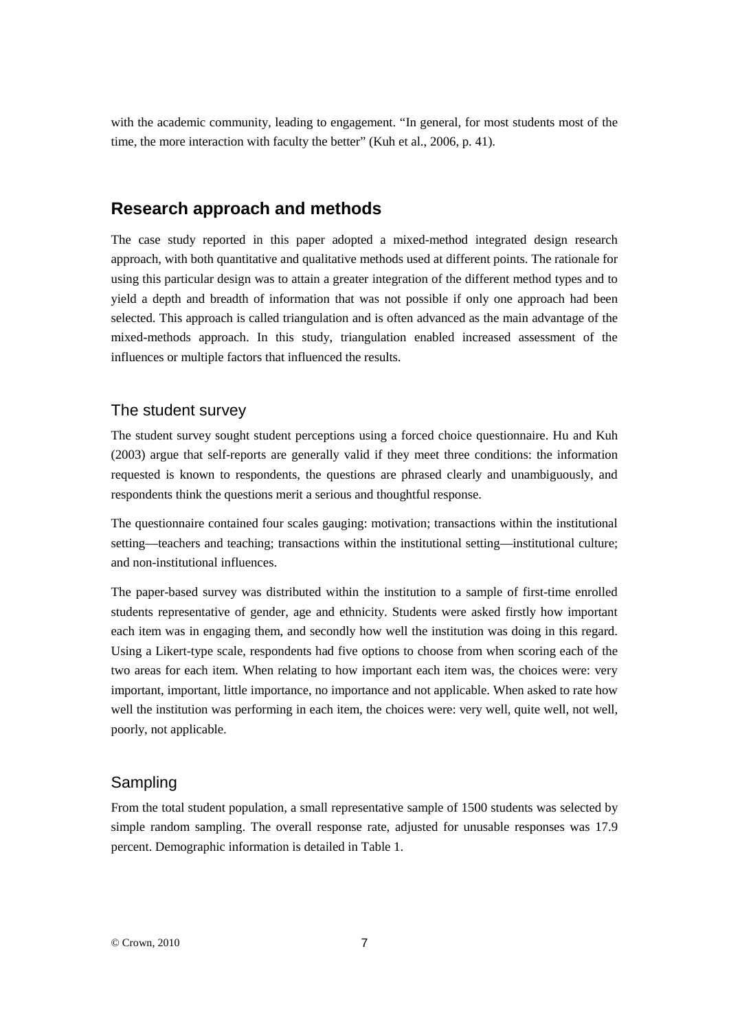with the academic community, leading to engagement. “In general, for most students most of the time, the more interaction with faculty the better” (Kuh et al., 2006, p. 41).

## Research approach and methods

The case study reported in this paper adopted a mixed-method integrated design research approach, with both quantitative and qualitative methods used at different points. The rationale for using this particular design was to attain a greater integration of the different method types and to yield a depth and breadth of information that was not possible if only one approach had been selected. This approach is called triangulation and is often advanced as the main advantage of the mixed-methods approach. In this study, triangulation enabled increased assessment of the influences or multiple factors that influenced the results.

### The student survey

The student survey sought student perceptions using a forced choice questionnaire. Hu and Kuh (2003) argue that self-reports are generally valid if they meet three conditions: the information requested is known to respondents, the questions are phrased clearly and unambiguously, and respondents think the questions merit a serious and thoughtful response.

The questionnaire contained four scales gauging: motivation; transactions within the institutional setting—teachers and teaching; transactions within the institutional setting—institutional culture; and non-institutional influences.

The paper-based survey was distributed within the institution to a sample of first-time enrolled students representative of gender, age and ethnicity. Students were asked firstly how important each item was in engaging them, and secondly how well the institution was doing in this regard. Using a Likert-type scale, respondents had five options to choose from when scoring each of the two areas for each item. When relating to how important each item was, the choices were: very important, important, little importance, no importance and not applicable. When asked to rate how well the institution was performing in each item, the choices were: very well, quite well, not well, poorly, not applicable.

### Sampling

From the total student population, a small representative sample of 1500 students was selected by simple random sampling. The overall response rate, adjusted for unusable responses was 17.9 percent. Demographic information is detailed in Table 1.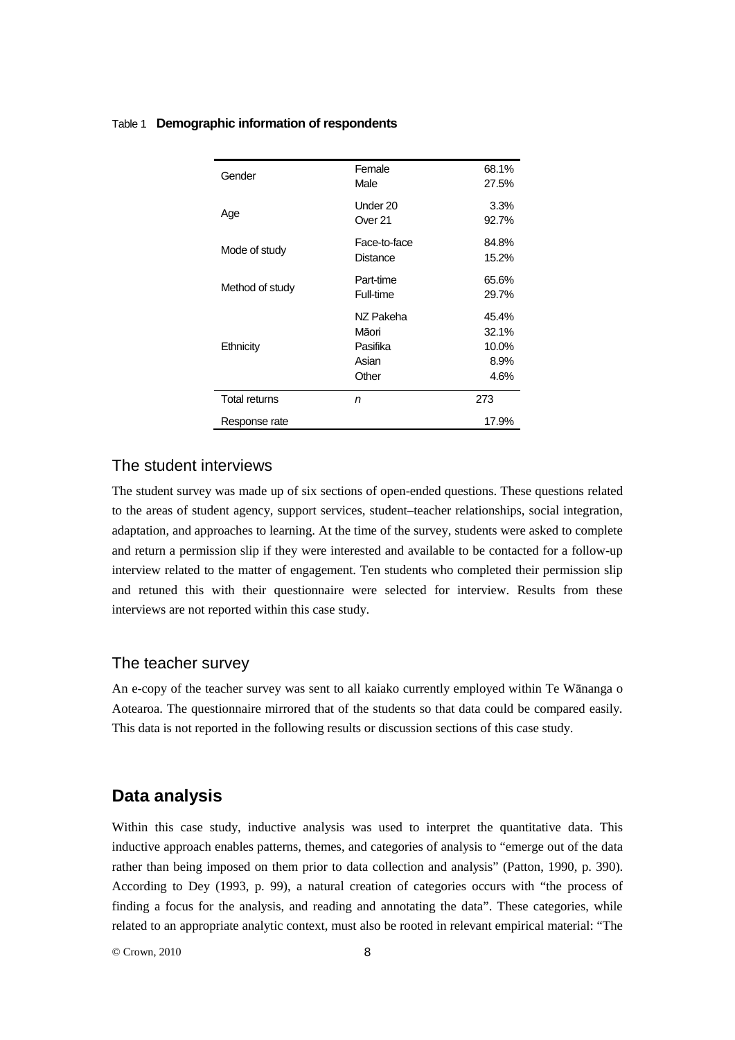Table 1 **Demographic information of respondents**

| | | |
|---|---|---|
| Gender | Female | 68.1% |
| | Male | 27.5% |
| Age | Under 20 | 3.3% |
| | Over 21 | 92.7% |
| Mode of study | Face-to-face | 84.8% |
| | Distance | 15.2% |
| Method of study | Part-time | 65.6% |
| | Full-time | 29.7% |
| Ethnicity | NZ Pakeha | 45.4% |
| | Māori | 32.1% |
| | Pasifika | 10.0% |
| | Asian | 8.9% |
| | Other | 4.6% |
| Total returns | *n* | 273 |
| Response rate | | 17.9% |

## The student interviews

The student survey was made up of six sections of open-ended questions. These questions related to the areas of student agency, support services, student–teacher relationships, social integration, adaptation, and approaches to learning. At the time of the survey, students were asked to complete and return a permission slip if they were interested and available to be contacted for a follow-up interview related to the matter of engagement. Ten students who completed their permission slip and retuned this with their questionnaire were selected for interview. Results from these interviews are not reported within this case study.

## The teacher survey

An e-copy of the teacher survey was sent to all kaiako currently employed within Te Wānanga o Aotearoa. The questionnaire mirrored that of the students so that data could be compared easily. This data is not reported in the following results or discussion sections of this case study.

# Data analysis

Within this case study, inductive analysis was used to interpret the quantitative data. This inductive approach enables patterns, themes, and categories of analysis to "emerge out of the data rather than being imposed on them prior to data collection and analysis" (Patton, 1990, p. 390). According to Dey (1993, p. 99), a natural creation of categories occurs with "the process of finding a focus for the analysis, and reading and annotating the data". These categories, while related to an appropriate analytic context, must also be rooted in relevant empirical material: "The

© Crown, 2010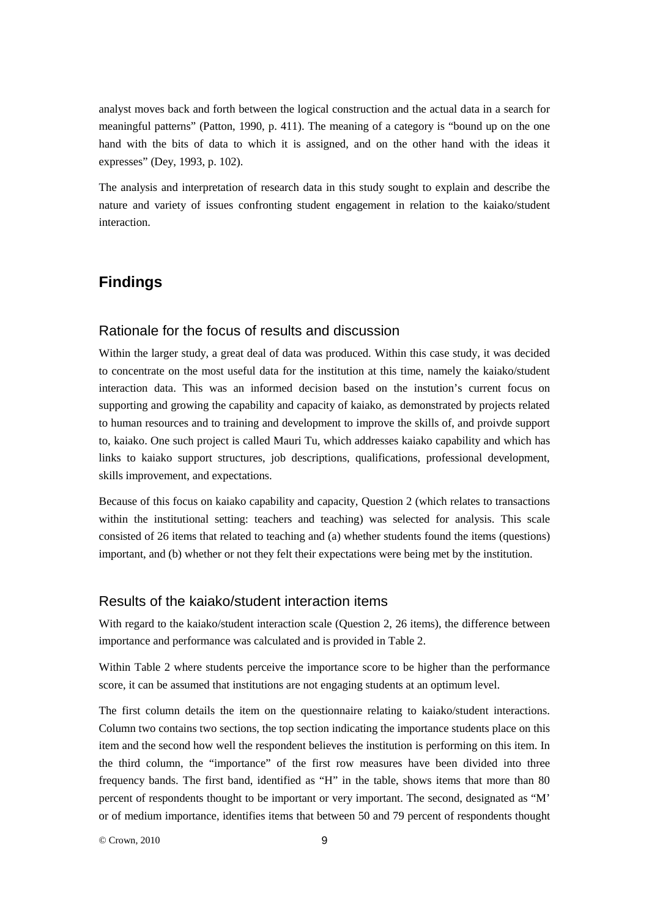analyst moves back and forth between the logical construction and the actual data in a search for meaningful patterns" (Patton, 1990, p. 411). The meaning of a category is "bound up on the one hand with the bits of data to which it is assigned, and on the other hand with the ideas it expresses" (Dey, 1993, p. 102).

The analysis and interpretation of research data in this study sought to explain and describe the nature and variety of issues confronting student engagement in relation to the kaiako/student interaction.

## Findings

### Rationale for the focus of results and discussion

Within the larger study, a great deal of data was produced. Within this case study, it was decided to concentrate on the most useful data for the institution at this time, namely the kaiako/student interaction data. This was an informed decision based on the instution's current focus on supporting and growing the capability and capacity of kaiako, as demonstrated by projects related to human resources and to training and development to improve the skills of, and proivde support to, kaiako. One such project is called Mauri Tu, which addresses kaiako capability and which has links to kaiako support structures, job descriptions, qualifications, professional development, skills improvement, and expectations.

Because of this focus on kaiako capability and capacity, Question 2 (which relates to transactions within the institutional setting: teachers and teaching) was selected for analysis. This scale consisted of 26 items that related to teaching and (a) whether students found the items (questions) important, and (b) whether or not they felt their expectations were being met by the institution.

### Results of the kaiako/student interaction items

With regard to the kaiako/student interaction scale (Question 2, 26 items), the difference between importance and performance was calculated and is provided in Table 2.

Within Table 2 where students perceive the importance score to be higher than the performance score, it can be assumed that institutions are not engaging students at an optimum level.

The first column details the item on the questionnaire relating to kaiako/student interactions. Column two contains two sections, the top section indicating the importance students place on this item and the second how well the respondent believes the institution is performing on this item. In the third column, the "importance" of the first row measures have been divided into three frequency bands. The first band, identified as "H" in the table, shows items that more than 80 percent of respondents thought to be important or very important. The second, designated as "M' or of medium importance, identifies items that between 50 and 79 percent of respondents thought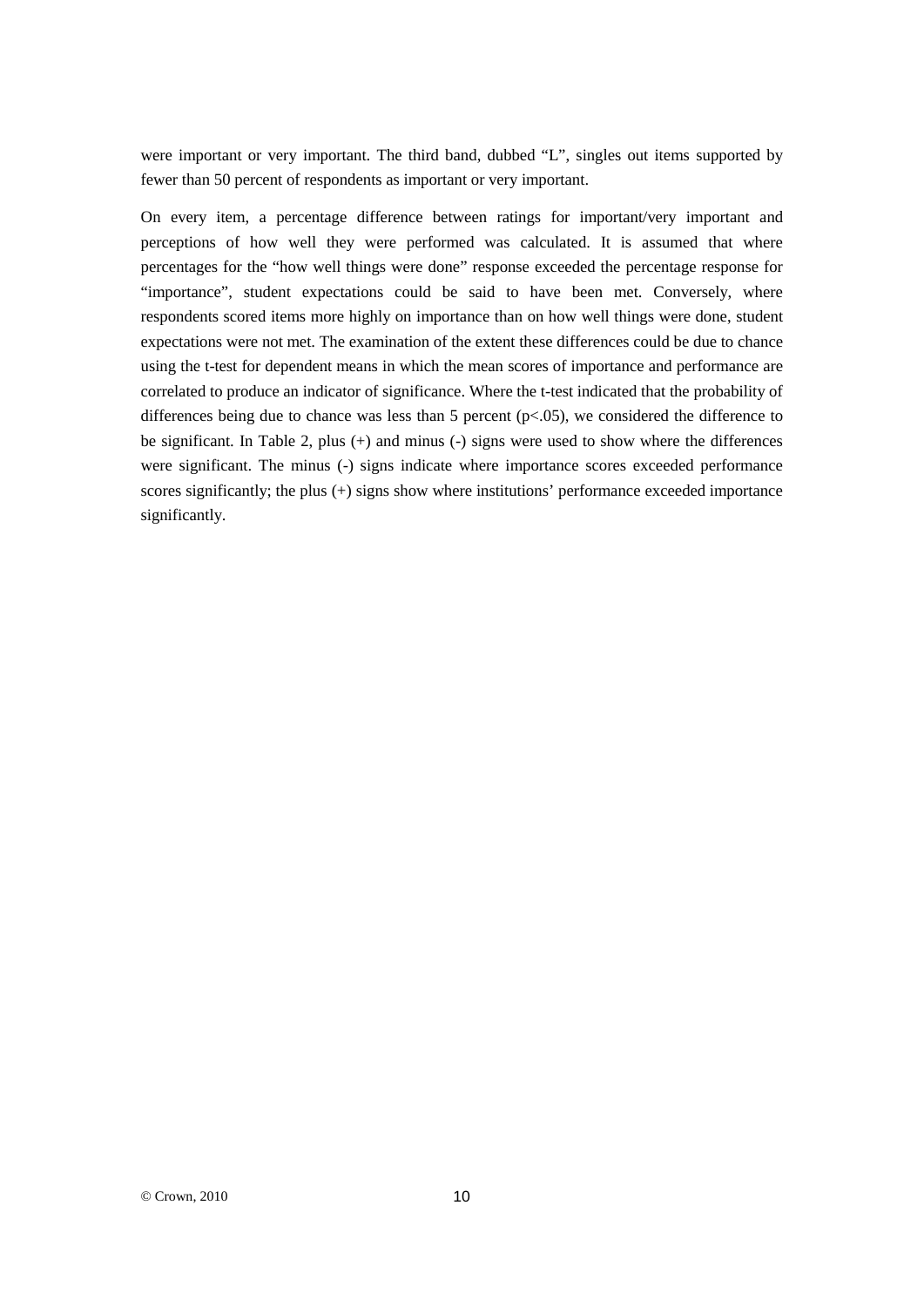were important or very important. The third band, dubbed "L", singles out items supported by fewer than 50 percent of respondents as important or very important.

On every item, a percentage difference between ratings for important/very important and perceptions of how well they were performed was calculated. It is assumed that where percentages for the "how well things were done" response exceeded the percentage response for "importance", student expectations could be said to have been met. Conversely, where respondents scored items more highly on importance than on how well things were done, student expectations were not met. The examination of the extent these differences could be due to chance using the t-test for dependent means in which the mean scores of importance and performance are correlated to produce an indicator of significance. Where the t-test indicated that the probability of differences being due to chance was less than 5 percent ($p<.05$), we considered the difference to be significant. In Table 2, plus (+) and minus (-) signs were used to show where the differences were significant. The minus (-) signs indicate where importance scores exceeded performance scores significantly; the plus (+) signs show where institutions' performance exceeded importance significantly.

© Crown, 2010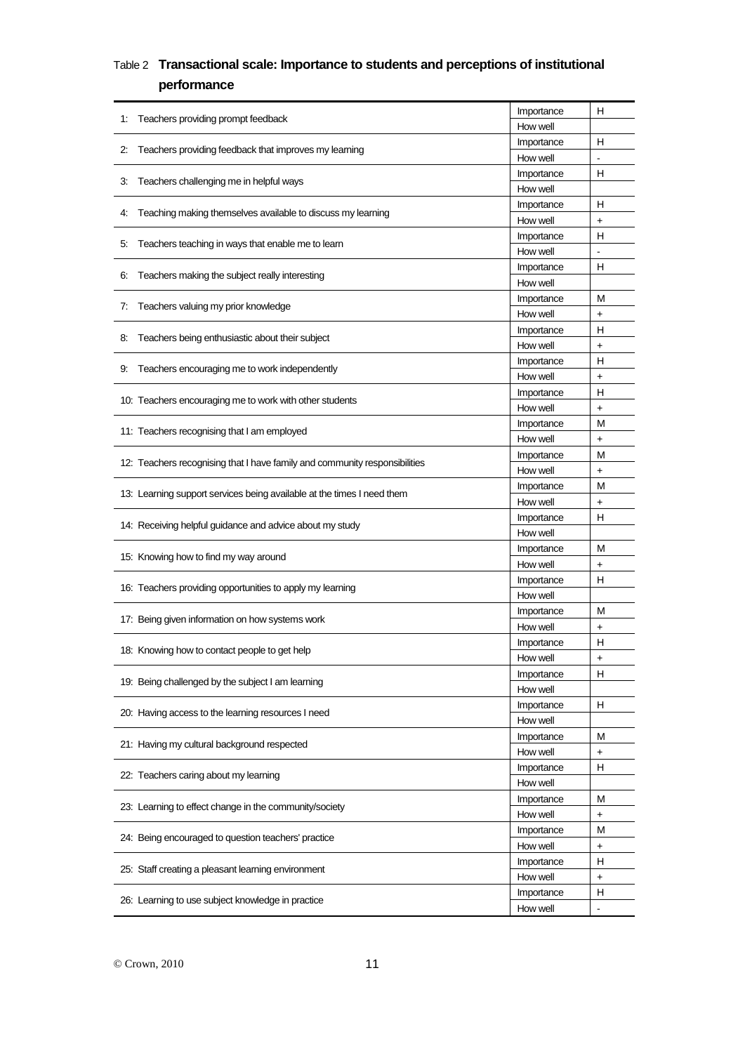Table 2 **Transactional scale: Importance to students and perceptions of institutional performance**

| Item | | |
|---|---|---|
| 1: Teachers providing prompt feedback | Importance | H |
| | How well | |
| 2: Teachers providing feedback that improves my learning | Importance | H |
| | How well | - |
| 3: Teachers challenging me in helpful ways | Importance | H |
| | How well | |
| 4: Teaching making themselves available to discuss my learning | Importance | H |
| | How well | + |
| 5: Teachers teaching in ways that enable me to learn | Importance | H |
| | How well | - |
| 6: Teachers making the subject really interesting | Importance | H |
| | How well | |
| 7: Teachers valuing my prior knowledge | Importance | M |
| | How well | + |
| 8: Teachers being enthusiastic about their subject | Importance | H |
| | How well | + |
| 9: Teachers encouraging me to work independently | Importance | H |
| | How well | + |
| 10: Teachers encouraging me to work with other students | Importance | H |
| | How well | + |
| 11: Teachers recognising that I am employed | Importance | M |
| | How well | + |
| 12: Teachers recognising that I have family and community responsibilities | Importance | M |
| | How well | + |
| 13: Learning support services being available at the times I need them | Importance | M |
| | How well | + |
| 14: Receiving helpful guidance and advice about my study | Importance | H |
| | How well | |
| 15: Knowing how to find my way around | Importance | M |
| | How well | + |
| 16: Teachers providing opportunities to apply my learning | Importance | H |
| | How well | |
| 17: Being given information on how systems work | Importance | M |
| | How well | + |
| 18: Knowing how to contact people to get help | Importance | H |
| | How well | + |
| 19: Being challenged by the subject I am learning | Importance | H |
| | How well | |
| 20: Having access to the learning resources I need | Importance | H |
| | How well | |
| 21: Having my cultural background respected | Importance | M |
| | How well | + |
| 22: Teachers caring about my learning | Importance | H |
| | How well | |
| 23: Learning to effect change in the community/society | Importance | M |
| | How well | + |
| 24: Being encouraged to question teachers' practice | Importance | M |
| | How well | + |
| 25: Staff creating a pleasant learning environment | Importance | H |
| | How well | + |
| 26: Learning to use subject knowledge in practice | Importance | H |
| | How well | - |

© Crown, 2010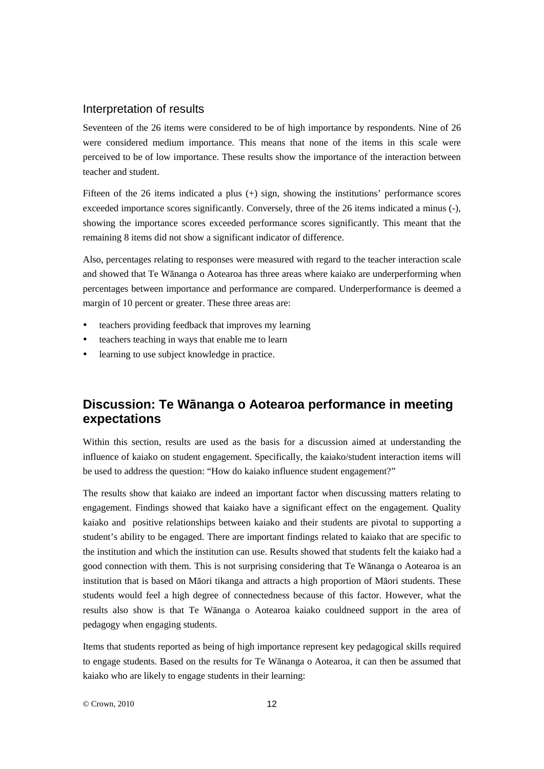### Interpretation of results

Seventeen of the 26 items were considered to be of high importance by respondents. Nine of 26 were considered medium importance. This means that none of the items in this scale were perceived to be of low importance. These results show the importance of the interaction between teacher and student.

Fifteen of the 26 items indicated a plus (+) sign, showing the institutions' performance scores exceeded importance scores significantly. Conversely, three of the 26 items indicated a minus (-), showing the importance scores exceeded performance scores significantly. This meant that the remaining 8 items did not show a significant indicator of difference.

Also, percentages relating to responses were measured with regard to the teacher interaction scale and showed that Te Wānanga o Aotearoa has three areas where kaiako are underperforming when percentages between importance and performance are compared. Underperformance is deemed a margin of 10 percent or greater. These three areas are:

- teachers providing feedback that improves my learning
- teachers teaching in ways that enable me to learn
- learning to use subject knowledge in practice.

## Discussion: Te Wānanga o Aotearoa performance in meeting expectations

Within this section, results are used as the basis for a discussion aimed at understanding the influence of kaiako on student engagement. Specifically, the kaiako/student interaction items will be used to address the question: "How do kaiako influence student engagement?"

The results show that kaiako are indeed an important factor when discussing matters relating to engagement. Findings showed that kaiako have a significant effect on the engagement. Quality kaiako and positive relationships between kaiako and their students are pivotal to supporting a student's ability to be engaged. There are important findings related to kaiako that are specific to the institution and which the institution can use. Results showed that students felt the kaiako had a good connection with them. This is not surprising considering that Te Wānanga o Aotearoa is an institution that is based on Māori tikanga and attracts a high proportion of Māori students. These students would feel a high degree of connectedness because of this factor. However, what the results also show is that Te Wānanga o Aotearoa kaiako couldneed support in the area of pedagogy when engaging students.

Items that students reported as being of high importance represent key pedagogical skills required to engage students. Based on the results for Te Wānanga o Aotearoa, it can then be assumed that kaiako who are likely to engage students in their learning:

© Crown, 2010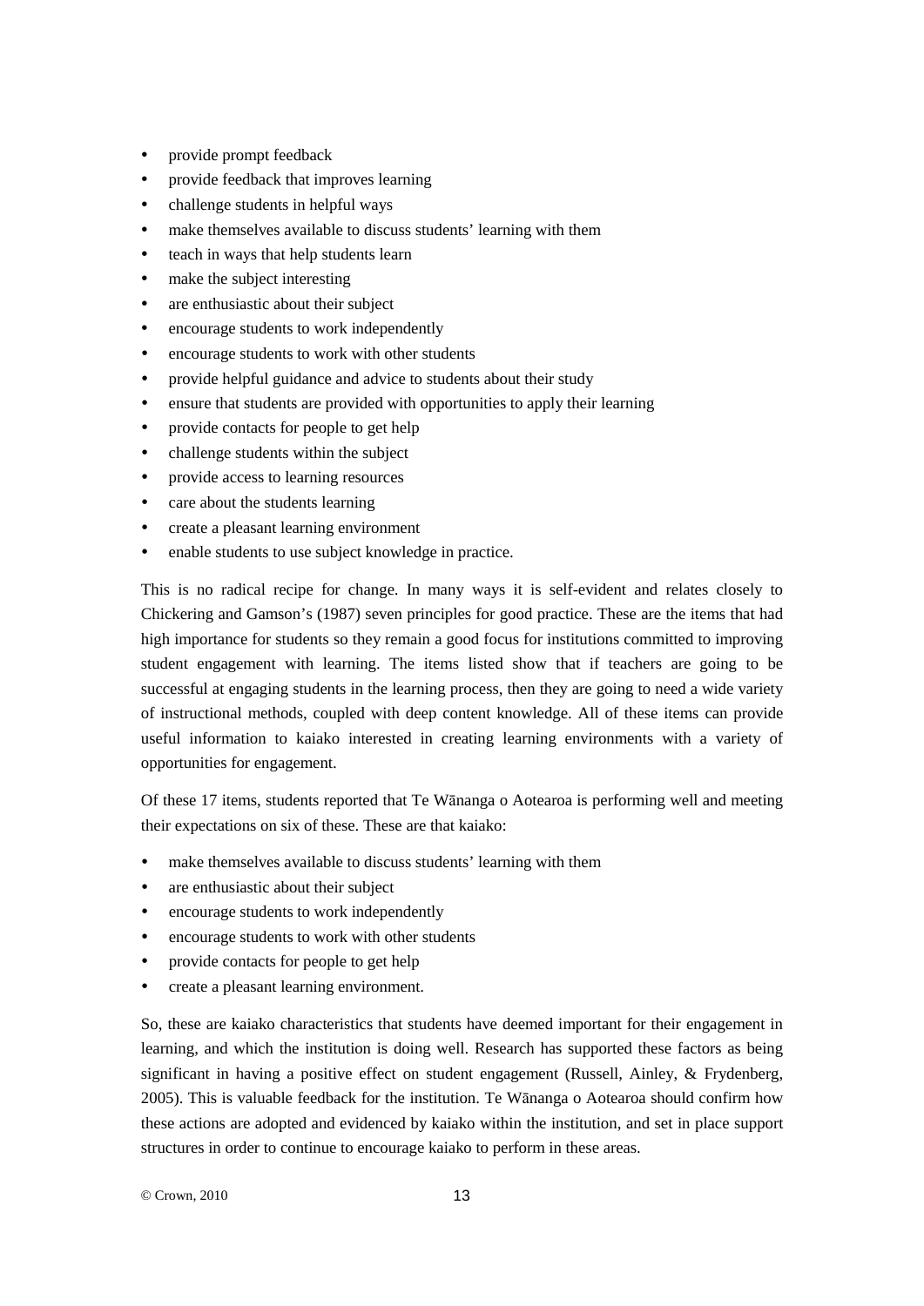- provide prompt feedback
- provide feedback that improves learning
- challenge students in helpful ways
- make themselves available to discuss students' learning with them
- teach in ways that help students learn
- make the subject interesting
- are enthusiastic about their subject
- encourage students to work independently
- encourage students to work with other students
- provide helpful guidance and advice to students about their study
- ensure that students are provided with opportunities to apply their learning
- provide contacts for people to get help
- challenge students within the subject
- provide access to learning resources
- care about the students learning
- create a pleasant learning environment
- enable students to use subject knowledge in practice.

This is no radical recipe for change. In many ways it is self-evident and relates closely to Chickering and Gamson's (1987) seven principles for good practice. These are the items that had high importance for students so they remain a good focus for institutions committed to improving student engagement with learning. The items listed show that if teachers are going to be successful at engaging students in the learning process, then they are going to need a wide variety of instructional methods, coupled with deep content knowledge. All of these items can provide useful information to kaiako interested in creating learning environments with a variety of opportunities for engagement.

Of these 17 items, students reported that Te Wānanga o Aotearoa is performing well and meeting their expectations on six of these. These are that kaiako:

- make themselves available to discuss students' learning with them
- are enthusiastic about their subject
- encourage students to work independently
- encourage students to work with other students
- provide contacts for people to get help
- create a pleasant learning environment.

So, these are kaiako characteristics that students have deemed important for their engagement in learning, and which the institution is doing well. Research has supported these factors as being significant in having a positive effect on student engagement (Russell, Ainley, & Frydenberg, 2005). This is valuable feedback for the institution. Te Wānanga o Aotearoa should confirm how these actions are adopted and evidenced by kaiako within the institution, and set in place support structures in order to continue to encourage kaiako to perform in these areas.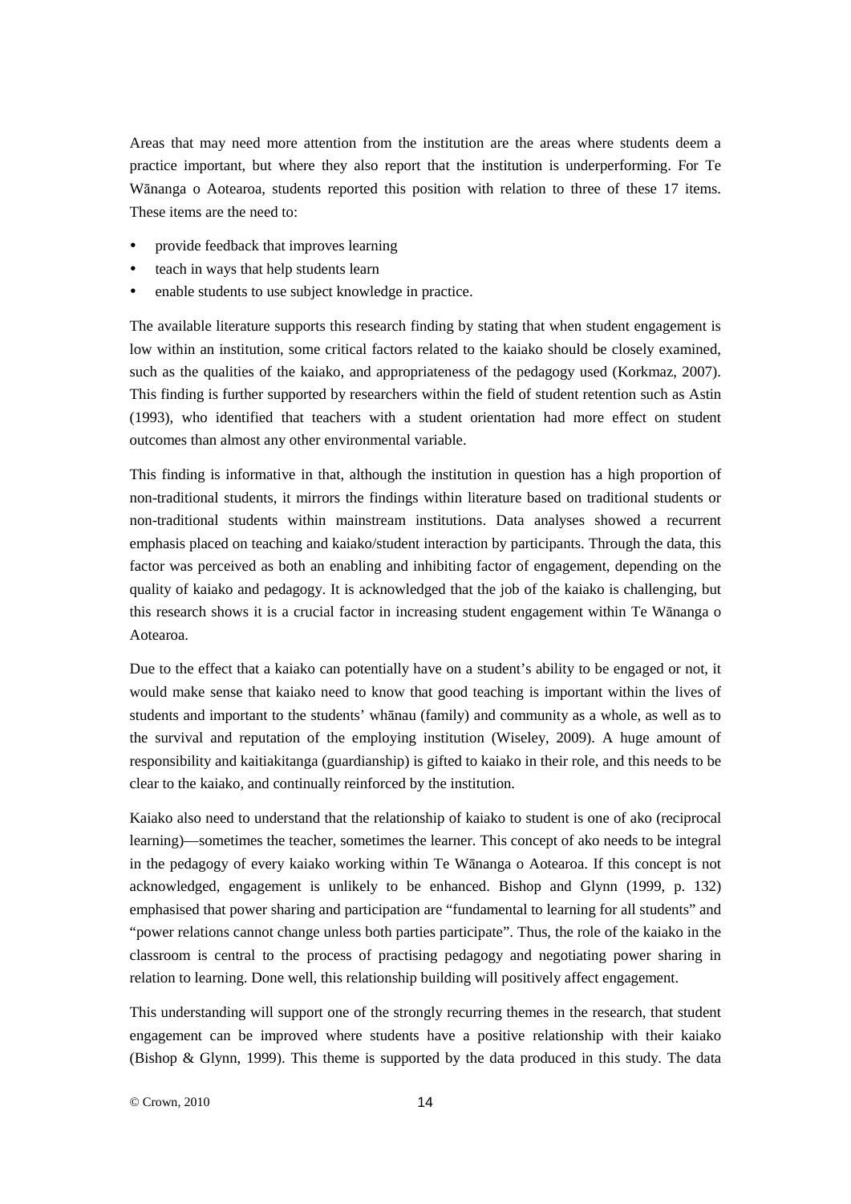Areas that may need more attention from the institution are the areas where students deem a practice important, but where they also report that the institution is underperforming. For Te Wānanga o Aotearoa, students reported this position with relation to three of these 17 items. These items are the need to:

- provide feedback that improves learning
- teach in ways that help students learn
- enable students to use subject knowledge in practice.

The available literature supports this research finding by stating that when student engagement is low within an institution, some critical factors related to the kaiako should be closely examined, such as the qualities of the kaiako, and appropriateness of the pedagogy used (Korkmaz, 2007). This finding is further supported by researchers within the field of student retention such as Astin (1993), who identified that teachers with a student orientation had more effect on student outcomes than almost any other environmental variable.

This finding is informative in that, although the institution in question has a high proportion of non-traditional students, it mirrors the findings within literature based on traditional students or non-traditional students within mainstream institutions. Data analyses showed a recurrent emphasis placed on teaching and kaiako/student interaction by participants. Through the data, this factor was perceived as both an enabling and inhibiting factor of engagement, depending on the quality of kaiako and pedagogy. It is acknowledged that the job of the kaiako is challenging, but this research shows it is a crucial factor in increasing student engagement within Te Wānanga o Aotearoa.

Due to the effect that a kaiako can potentially have on a student's ability to be engaged or not, it would make sense that kaiako need to know that good teaching is important within the lives of students and important to the students' whānau (family) and community as a whole, as well as to the survival and reputation of the employing institution (Wiseley, 2009). A huge amount of responsibility and kaitiakitanga (guardianship) is gifted to kaiako in their role, and this needs to be clear to the kaiako, and continually reinforced by the institution.

Kaiako also need to understand that the relationship of kaiako to student is one of ako (reciprocal learning)—sometimes the teacher, sometimes the learner. This concept of ako needs to be integral in the pedagogy of every kaiako working within Te Wānanga o Aotearoa. If this concept is not acknowledged, engagement is unlikely to be enhanced. Bishop and Glynn (1999, p. 132) emphasised that power sharing and participation are "fundamental to learning for all students" and "power relations cannot change unless both parties participate". Thus, the role of the kaiako in the classroom is central to the process of practising pedagogy and negotiating power sharing in relation to learning. Done well, this relationship building will positively affect engagement.

This understanding will support one of the strongly recurring themes in the research, that student engagement can be improved where students have a positive relationship with their kaiako (Bishop & Glynn, 1999). This theme is supported by the data produced in this study. The data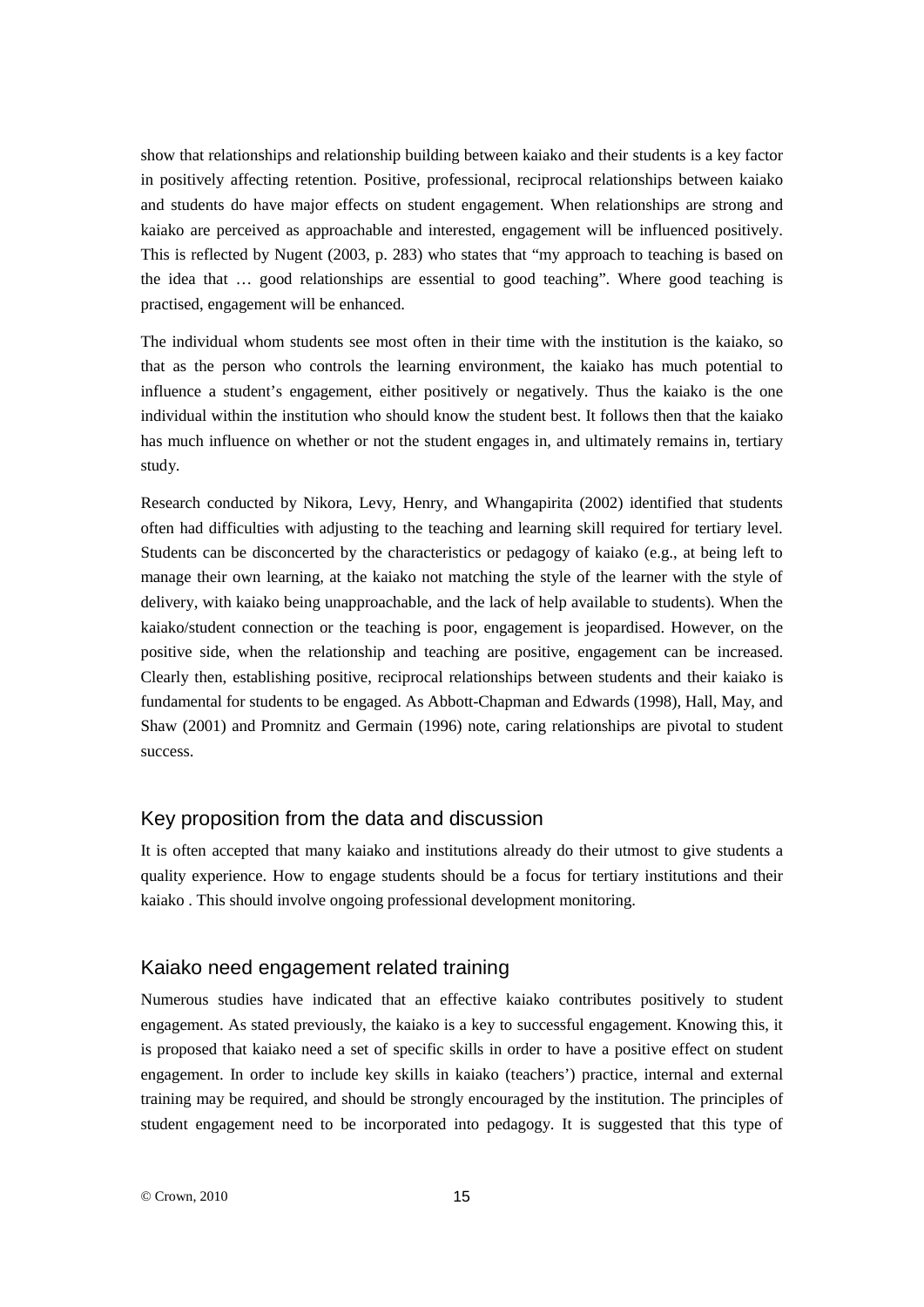show that relationships and relationship building between kaiako and their students is a key factor in positively affecting retention. Positive, professional, reciprocal relationships between kaiako and students do have major effects on student engagement. When relationships are strong and kaiako are perceived as approachable and interested, engagement will be influenced positively. This is reflected by Nugent (2003, p. 283) who states that "my approach to teaching is based on the idea that … good relationships are essential to good teaching". Where good teaching is practised, engagement will be enhanced.

The individual whom students see most often in their time with the institution is the kaiako, so that as the person who controls the learning environment, the kaiako has much potential to influence a student's engagement, either positively or negatively. Thus the kaiako is the one individual within the institution who should know the student best. It follows then that the kaiako has much influence on whether or not the student engages in, and ultimately remains in, tertiary study.

Research conducted by Nikora, Levy, Henry, and Whangapirita (2002) identified that students often had difficulties with adjusting to the teaching and learning skill required for tertiary level. Students can be disconcerted by the characteristics or pedagogy of kaiako (e.g., at being left to manage their own learning, at the kaiako not matching the style of the learner with the style of delivery, with kaiako being unapproachable, and the lack of help available to students). When the kaiako/student connection or the teaching is poor, engagement is jeopardised. However, on the positive side, when the relationship and teaching are positive, engagement can be increased. Clearly then, establishing positive, reciprocal relationships between students and their kaiako is fundamental for students to be engaged. As Abbott-Chapman and Edwards (1998), Hall, May, and Shaw (2001) and Promnitz and Germain (1996) note, caring relationships are pivotal to student success.

## Key proposition from the data and discussion

It is often accepted that many kaiako and institutions already do their utmost to give students a quality experience. How to engage students should be a focus for tertiary institutions and their kaiako . This should involve ongoing professional development monitoring.

## Kaiako need engagement related training

Numerous studies have indicated that an effective kaiako contributes positively to student engagement. As stated previously, the kaiako is a key to successful engagement. Knowing this, it is proposed that kaiako need a set of specific skills in order to have a positive effect on student engagement. In order to include key skills in kaiako (teachers') practice, internal and external training may be required, and should be strongly encouraged by the institution. The principles of student engagement need to be incorporated into pedagogy. It is suggested that this type of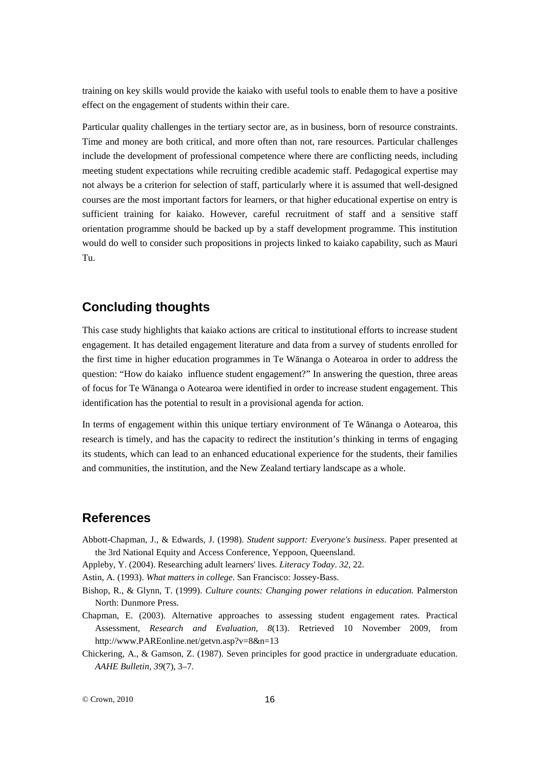training on key skills would provide the kaiako with useful tools to enable them to have a positive effect on the engagement of students within their care.

Particular quality challenges in the tertiary sector are, as in business, born of resource constraints. Time and money are both critical, and more often than not, rare resources. Particular challenges include the development of professional competence where there are conflicting needs, including meeting student expectations while recruiting credible academic staff. Pedagogical expertise may not always be a criterion for selection of staff, particularly where it is assumed that well-designed courses are the most important factors for learners, or that higher educational expertise on entry is sufficient training for kaiako. However, careful recruitment of staff and a sensitive staff orientation programme should be backed up by a staff development programme. This institution would do well to consider such propositions in projects linked to kaiako capability, such as Mauri Tu.

## Concluding thoughts

This case study highlights that kaiako actions are critical to institutional efforts to increase student engagement. It has detailed engagement literature and data from a survey of students enrolled for the first time in higher education programmes in Te Wānanga o Aotearoa in order to address the question: "How do kaiako influence student engagement?" In answering the question, three areas of focus for Te Wānanga o Aotearoa were identified in order to increase student engagement. This identification has the potential to result in a provisional agenda for action.

In terms of engagement within this unique tertiary environment of Te Wānanga o Aotearoa, this research is timely, and has the capacity to redirect the institution's thinking in terms of engaging its students, which can lead to an enhanced educational experience for the students, their families and communities, the institution, and the New Zealand tertiary landscape as a whole.

## References

Abbott-Chapman, J., & Edwards, J. (1998). *Student support: Everyone's business*. Paper presented at the 3rd National Equity and Access Conference, Yeppoon, Queensland.

Appleby, Y. (2004). Researching adult learners' lives. *Literacy Today*. *32*, 22.

Astin, A. (1993). *What matters in college*. San Francisco: Jossey-Bass.

Bishop, R., & Glynn, T. (1999). *Culture counts: Changing power relations in education.* Palmerston North: Dunmore Press.

Chapman, E. (2003). Alternative approaches to assessing student engagement rates. Practical Assessment, *Research and Evaluation*, *8*(13). Retrieved 10 November 2009, from http://www.PAREonline.net/getvn.asp?v=8&n=13

Chickering, A., & Gamson, Z. (1987). Seven principles for good practice in undergraduate education. *AAHE Bulletin*, *39*(7), 3–7.

© Crown, 2010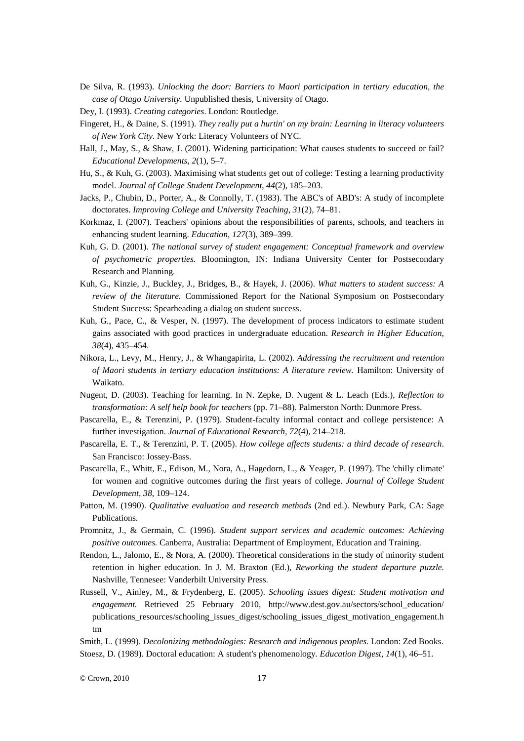De Silva, R. (1993). *Unlocking the door: Barriers to Maori participation in tertiary education, the case of Otago University*. Unpublished thesis, University of Otago.

Dey, I. (1993). *Creating categories*. London: Routledge.

Fingeret, H., & Daine, S. (1991). *They really put a hurtin' on my brain: Learning in literacy volunteers of New York City*. New York: Literacy Volunteers of NYC.

Hall, J., May, S., & Shaw, J. (2001). Widening participation: What causes students to succeed or fail? *Educational Developments*, *2*(1), 5–7.

Hu, S., & Kuh, G. (2003). Maximising what students get out of college: Testing a learning productivity model. *Journal of College Student Development*, *44*(2), 185–203.

Jacks, P., Chubin, D., Porter, A., & Connolly, T. (1983). The ABC's of ABD's: A study of incomplete doctorates. *Improving College and University Teaching*, *31*(2), 74–81.

Korkmaz, I. (2007). Teachers' opinions about the responsibilities of parents, schools, and teachers in enhancing student learning. *Education*, *127*(3), 389–399.

Kuh, G. D. (2001). *The national survey of student engagement: Conceptual framework and overview of psychometric properties.* Bloomington, IN: Indiana University Center for Postsecondary Research and Planning.

Kuh, G., Kinzie, J., Buckley, J., Bridges, B., & Hayek, J. (2006). *What matters to student success: A review of the literature.* Commissioned Report for the National Symposium on Postsecondary Student Success: Spearheading a dialog on student success.

Kuh, G., Pace, C., & Vesper, N. (1997). The development of process indicators to estimate student gains associated with good practices in undergraduate education. *Research in Higher Education*, *38*(4), 435–454.

Nikora, L., Levy, M., Henry, J., & Whangapirita, L. (2002). *Addressing the recruitment and retention of Maori students in tertiary education institutions: A literature review.* Hamilton: University of Waikato.

Nugent, D. (2003). Teaching for learning. In N. Zepke, D. Nugent & L. Leach (Eds.), *Reflection to transformation: A self help book for teachers* (pp. 71–88). Palmerston North: Dunmore Press.

Pascarella, E., & Terenzini, P. (1979). Student-faculty informal contact and college persistence: A further investigation. *Journal of Educational Research*, *72*(4), 214–218.

Pascarella, E. T., & Terenzini, P. T. (2005). *How college affects students: a third decade of research*. San Francisco: Jossey-Bass.

Pascarella, E., Whitt, E., Edison, M., Nora, A., Hagedorn, L., & Yeager, P. (1997). The 'chilly climate' for women and cognitive outcomes during the first years of college. *Journal of College Student Development*, *38*, 109–124.

Patton, M. (1990). *Qualitative evaluation and research methods* (2nd ed.). Newbury Park, CA: Sage Publications.

Promnitz, J., & Germain, C. (1996). *Student support services and academic outcomes: Achieving positive outcomes.* Canberra, Australia: Department of Employment, Education and Training.

Rendon, L., Jalomo, E., & Nora, A. (2000). Theoretical considerations in the study of minority student retention in higher education. In J. M. Braxton (Ed.), *Reworking the student departure puzzle.* Nashville, Tennesee: Vanderbilt University Press.

Russell, V., Ainley, M., & Frydenberg, E. (2005). *Schooling issues digest: Student motivation and engagement.* Retrieved 25 February 2010, http://www.dest.gov.au/sectors/school_education/publications_resources/schooling_issues_digest/schooling_issues_digest_motivation_engagement.htm

Smith, L. (1999). *Decolonizing methodologies: Research and indigenous peoples*. London: Zed Books.

Stoesz, D. (1989). Doctoral education: A student's phenomenology. *Education Digest*, *14*(1), 46–51.

© Crown, 2010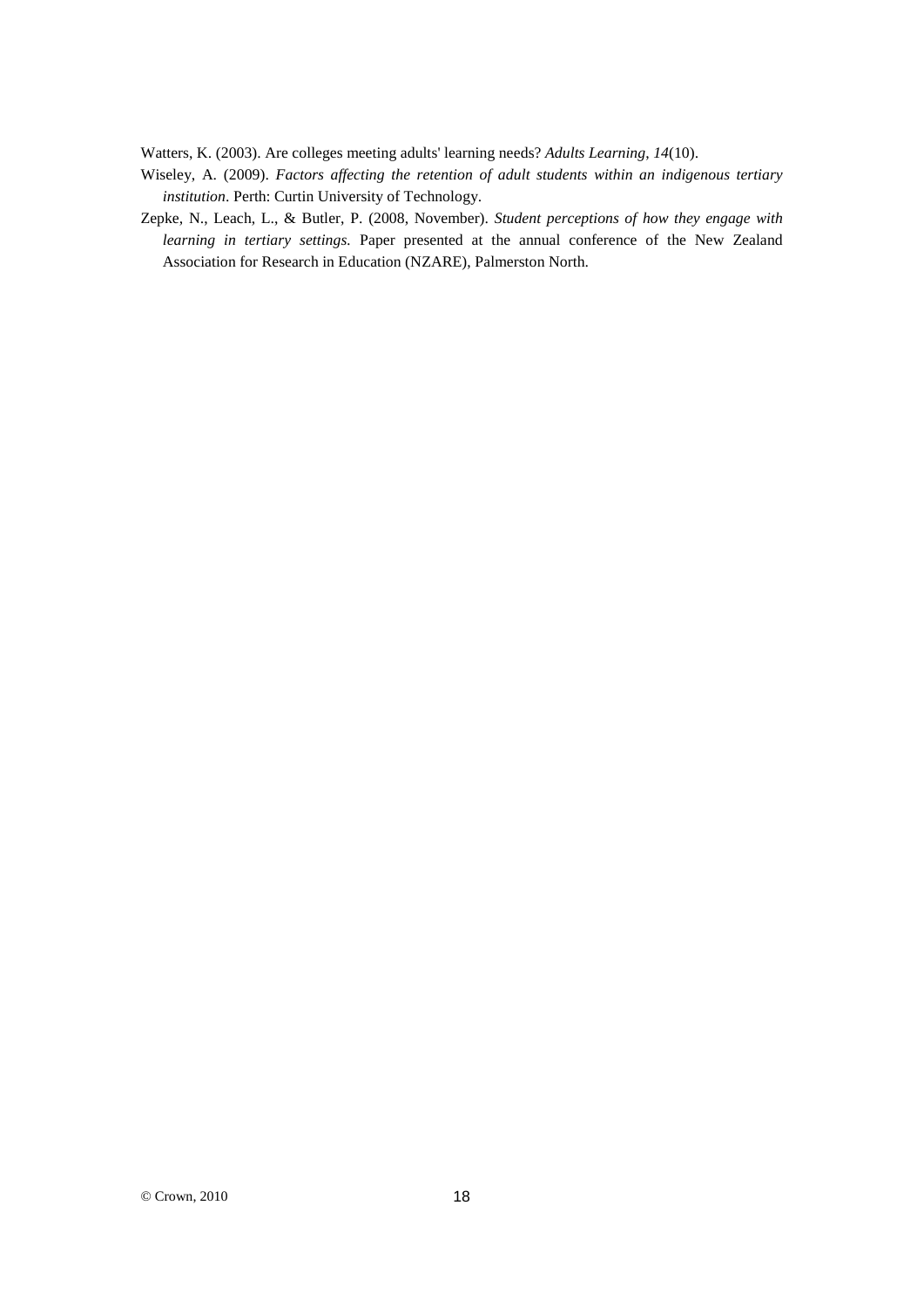Watters, K. (2003). Are colleges meeting adults' learning needs? *Adults Learning, 14*(10).

Wiseley, A. (2009). *Factors affecting the retention of adult students within an indigenous tertiary institution*. Perth: Curtin University of Technology.

Zepke, N., Leach, L., & Butler, P. (2008, November). *Student perceptions of how they engage with learning in tertiary settings.* Paper presented at the annual conference of the New Zealand Association for Research in Education (NZARE), Palmerston North.

© Crown, 2010